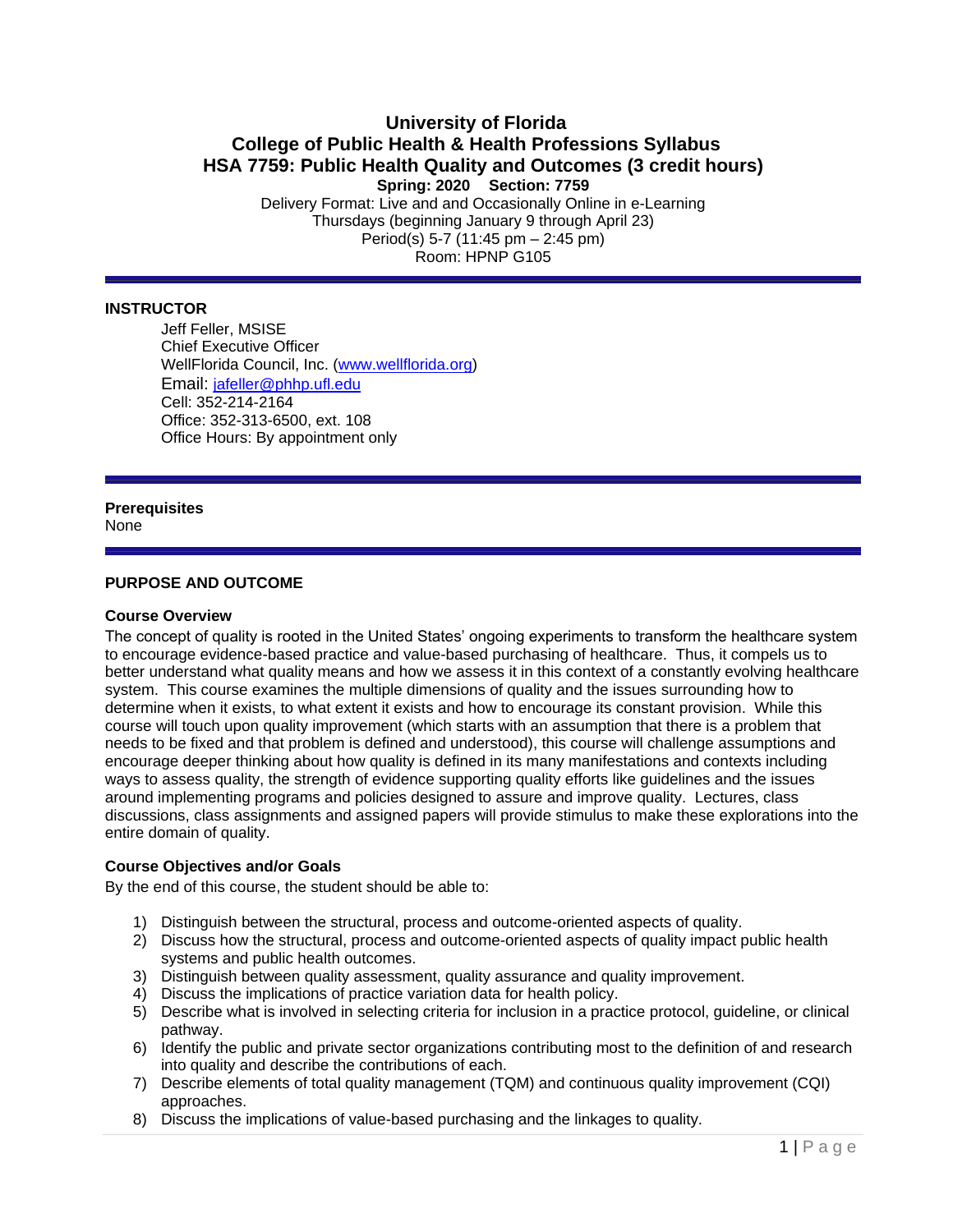# University of Florida
# College of Public Health & Health Professions Syllabus
# HSA 7759: Public Health Quality and Outcomes (3 credit hours)

**Spring: 2020 Section: 7759**

Delivery Format: Live and and Occasionally Online in e-Learning
Thursdays (beginning January 9 through April 23)
Period(s) 5-7 (11:45 pm – 2:45 pm)
Room: HPNP G105

---

**INSTRUCTOR**

Jeff Feller, MSISE
Chief Executive Officer
WellFlorida Council, Inc. (www.wellflorida.org)
Email: jafeller@phhp.ufl.edu
Cell: 352-214-2164
Office: 352-313-6500, ext. 108
Office Hours: By appointment only

---

**Prerequisites**
None

---

**PURPOSE AND OUTCOME**

**Course Overview**

The concept of quality is rooted in the United States' ongoing experiments to transform the healthcare system to encourage evidence-based practice and value-based purchasing of healthcare. Thus, it compels us to better understand what quality means and how we assess it in this context of a constantly evolving healthcare system. This course examines the multiple dimensions of quality and the issues surrounding how to determine when it exists, to what extent it exists and how to encourage its constant provision. While this course will touch upon quality improvement (which starts with an assumption that there is a problem that needs to be fixed and that problem is defined and understood), this course will challenge assumptions and encourage deeper thinking about how quality is defined in its many manifestations and contexts including ways to assess quality, the strength of evidence supporting quality efforts like guidelines and the issues around implementing programs and policies designed to assure and improve quality. Lectures, class discussions, class assignments and assigned papers will provide stimulus to make these explorations into the entire domain of quality.

**Course Objectives and/or Goals**

By the end of this course, the student should be able to:

1) Distinguish between the structural, process and outcome-oriented aspects of quality.
2) Discuss how the structural, process and outcome-oriented aspects of quality impact public health systems and public health outcomes.
3) Distinguish between quality assessment, quality assurance and quality improvement.
4) Discuss the implications of practice variation data for health policy.
5) Describe what is involved in selecting criteria for inclusion in a practice protocol, guideline, or clinical pathway.
6) Identify the public and private sector organizations contributing most to the definition of and research into quality and describe the contributions of each.
7) Describe elements of total quality management (TQM) and continuous quality improvement (CQI) approaches.
8) Discuss the implications of value-based purchasing and the linkages to quality.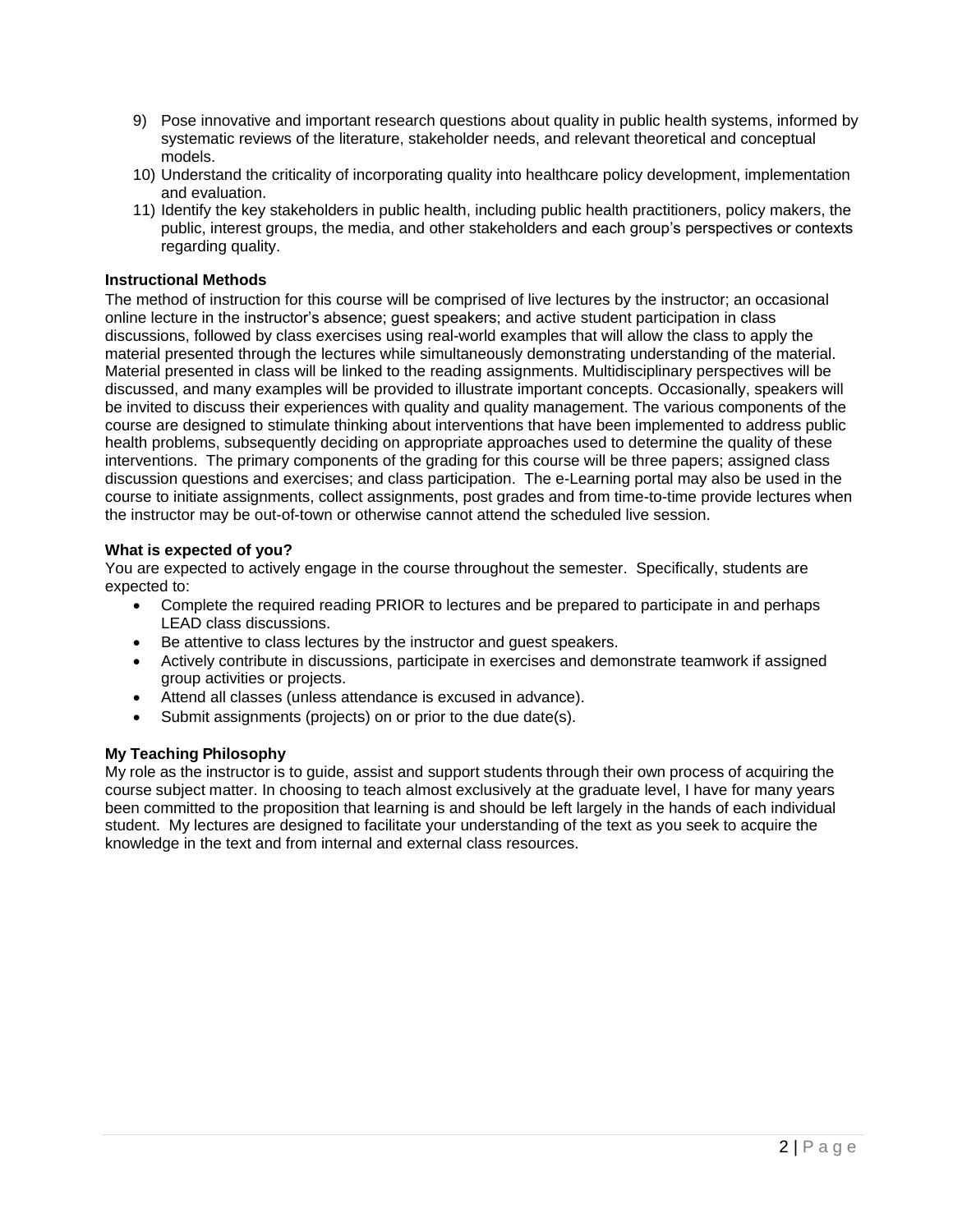9) Pose innovative and important research questions about quality in public health systems, informed by systematic reviews of the literature, stakeholder needs, and relevant theoretical and conceptual models.
10) Understand the criticality of incorporating quality into healthcare policy development, implementation and evaluation.
11) Identify the key stakeholders in public health, including public health practitioners, policy makers, the public, interest groups, the media, and other stakeholders and each group's perspectives or contexts regarding quality.

**Instructional Methods**

The method of instruction for this course will be comprised of live lectures by the instructor; an occasional online lecture in the instructor's absence; guest speakers; and active student participation in class discussions, followed by class exercises using real-world examples that will allow the class to apply the material presented through the lectures while simultaneously demonstrating understanding of the material. Material presented in class will be linked to the reading assignments. Multidisciplinary perspectives will be discussed, and many examples will be provided to illustrate important concepts. Occasionally, speakers will be invited to discuss their experiences with quality and quality management. The various components of the course are designed to stimulate thinking about interventions that have been implemented to address public health problems, subsequently deciding on appropriate approaches used to determine the quality of these interventions. The primary components of the grading for this course will be three papers; assigned class discussion questions and exercises; and class participation. The e-Learning portal may also be used in the course to initiate assignments, collect assignments, post grades and from time-to-time provide lectures when the instructor may be out-of-town or otherwise cannot attend the scheduled live session.

**What is expected of you?**

You are expected to actively engage in the course throughout the semester. Specifically, students are expected to:

- Complete the required reading PRIOR to lectures and be prepared to participate in and perhaps LEAD class discussions.
- Be attentive to class lectures by the instructor and guest speakers.
- Actively contribute in discussions, participate in exercises and demonstrate teamwork if assigned group activities or projects.
- Attend all classes (unless attendance is excused in advance).
- Submit assignments (projects) on or prior to the due date(s).

**My Teaching Philosophy**

My role as the instructor is to guide, assist and support students through their own process of acquiring the course subject matter. In choosing to teach almost exclusively at the graduate level, I have for many years been committed to the proposition that learning is and should be left largely in the hands of each individual student. My lectures are designed to facilitate your understanding of the text as you seek to acquire the knowledge in the text and from internal and external class resources.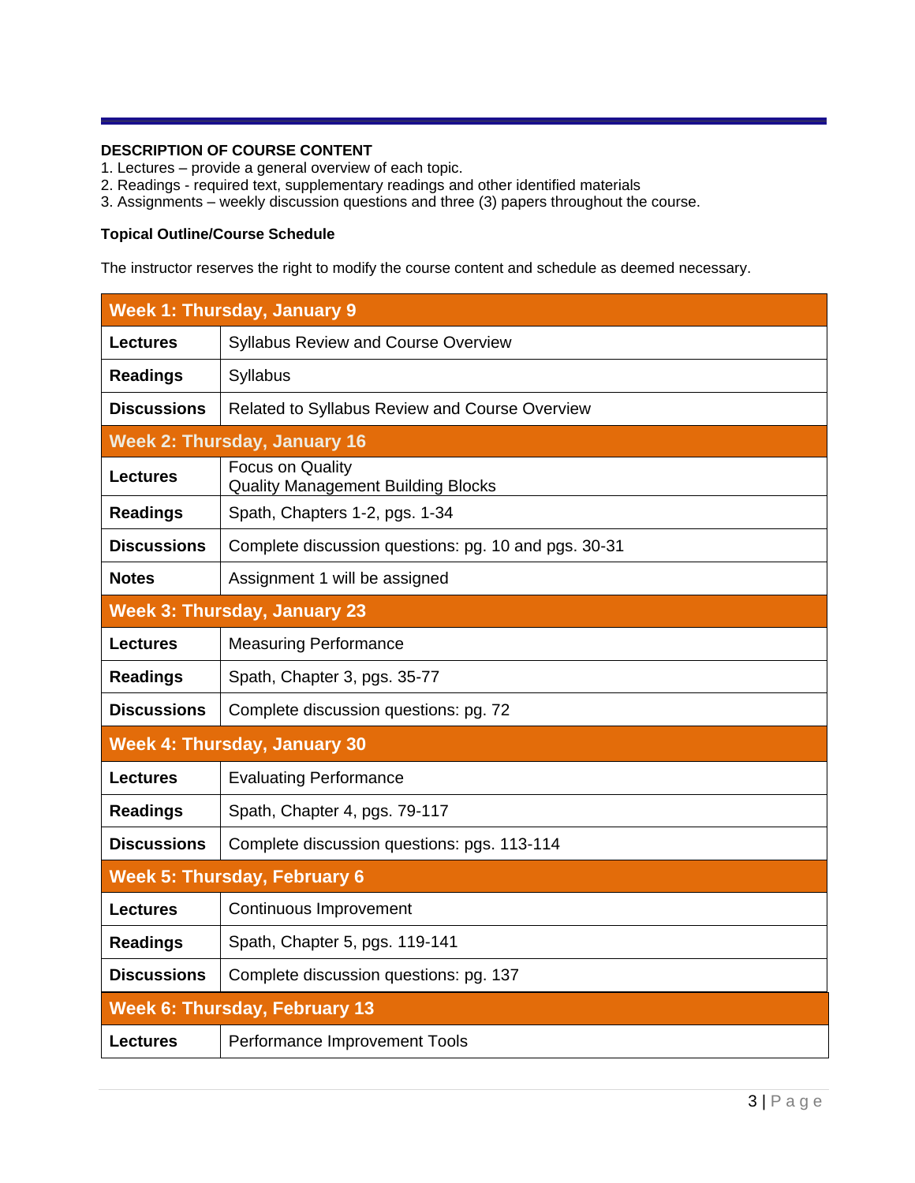**DESCRIPTION OF COURSE CONTENT**

1. Lectures – provide a general overview of each topic.
2. Readings - required text, supplementary readings and other identified materials
3. Assignments – weekly discussion questions and three (3) papers throughout the course.

**Topical Outline/Course Schedule**

The instructor reserves the right to modify the course content and schedule as deemed necessary.

| **Week 1: Thursday, January 9** | |
|---|---|
| **Lectures** | Syllabus Review and Course Overview |
| **Readings** | Syllabus |
| **Discussions** | Related to Syllabus Review and Course Overview |
| **Week 2: Thursday, January 16** | |
| **Lectures** | Focus on Quality<br>Quality Management Building Blocks |
| **Readings** | Spath, Chapters 1-2, pgs. 1-34 |
| **Discussions** | Complete discussion questions: pg. 10 and pgs. 30-31 |
| **Notes** | Assignment 1 will be assigned |
| **Week 3: Thursday, January 23** | |
| **Lectures** | Measuring Performance |
| **Readings** | Spath, Chapter 3, pgs. 35-77 |
| **Discussions** | Complete discussion questions: pg. 72 |
| **Week 4: Thursday, January 30** | |
| **Lectures** | Evaluating Performance |
| **Readings** | Spath, Chapter 4, pgs. 79-117 |
| **Discussions** | Complete discussion questions: pgs. 113-114 |
| **Week 5: Thursday, February 6** | |
| **Lectures** | Continuous Improvement |
| **Readings** | Spath, Chapter 5, pgs. 119-141 |
| **Discussions** | Complete discussion questions: pg. 137 |
| **Week 6: Thursday, February 13** | |
| **Lectures** | Performance Improvement Tools |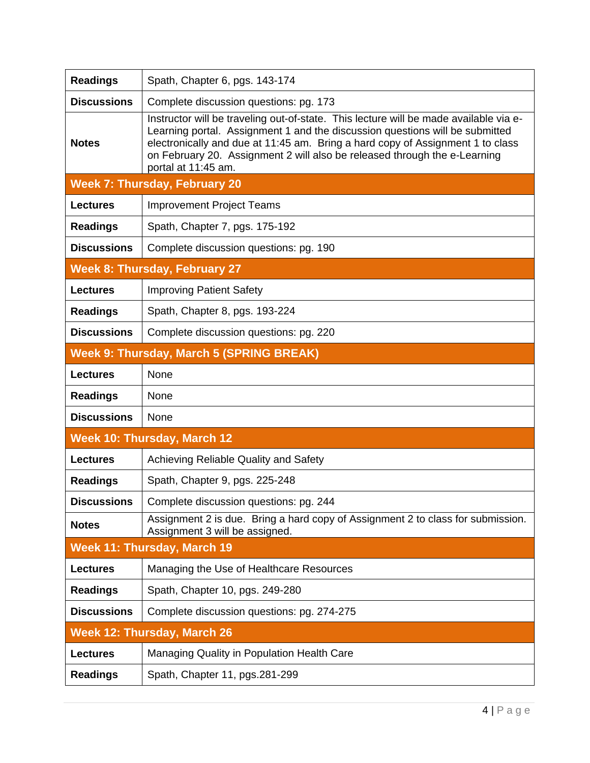| | |
|---|---|
| **Readings** | Spath, Chapter 6, pgs. 143-174 |
| **Discussions** | Complete discussion questions: pg. 173 |
| **Notes** | Instructor will be traveling out-of-state. This lecture will be made available via e-Learning portal. Assignment 1 and the discussion questions will be submitted electronically and due at 11:45 am. Bring a hard copy of Assignment 1 to class on February 20. Assignment 2 will also be released through the e-Learning portal at 11:45 am. |
| **Week 7: Thursday, February 20** | |
| **Lectures** | Improvement Project Teams |
| **Readings** | Spath, Chapter 7, pgs. 175-192 |
| **Discussions** | Complete discussion questions: pg. 190 |
| **Week 8: Thursday, February 27** | |
| **Lectures** | Improving Patient Safety |
| **Readings** | Spath, Chapter 8, pgs. 193-224 |
| **Discussions** | Complete discussion questions: pg. 220 |
| **Week 9: Thursday, March 5 (SPRING BREAK)** | |
| **Lectures** | None |
| **Readings** | None |
| **Discussions** | None |
| **Week 10: Thursday, March 12** | |
| **Lectures** | Achieving Reliable Quality and Safety |
| **Readings** | Spath, Chapter 9, pgs. 225-248 |
| **Discussions** | Complete discussion questions: pg. 244 |
| **Notes** | Assignment 2 is due. Bring a hard copy of Assignment 2 to class for submission. Assignment 3 will be assigned. |
| **Week 11: Thursday, March 19** | |
| **Lectures** | Managing the Use of Healthcare Resources |
| **Readings** | Spath, Chapter 10, pgs. 249-280 |
| **Discussions** | Complete discussion questions: pg. 274-275 |
| **Week 12: Thursday, March 26** | |
| **Lectures** | Managing Quality in Population Health Care |
| **Readings** | Spath, Chapter 11, pgs.281-299 |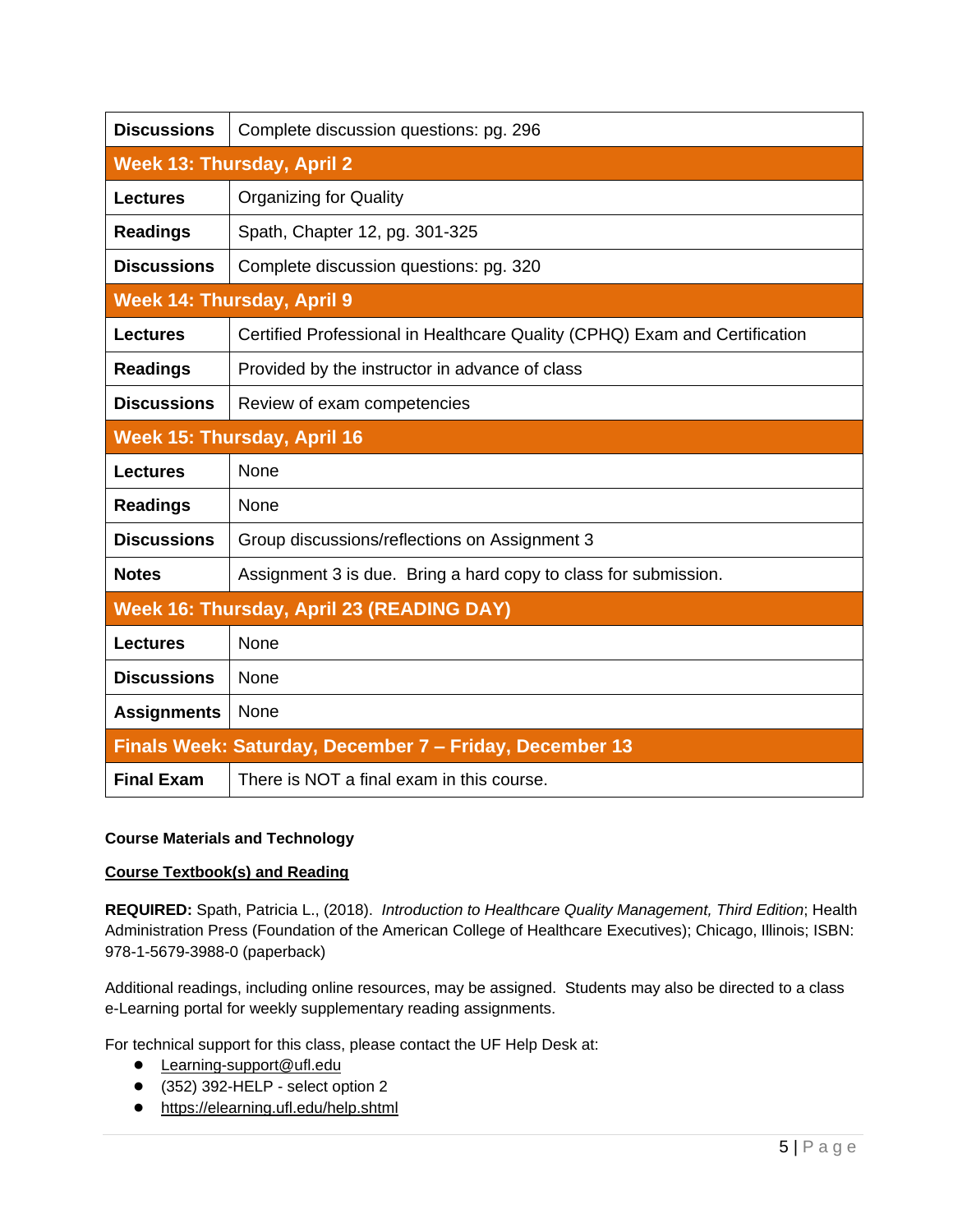| Discussions | Complete discussion questions: pg. 296 |
|---|---|
| **Week 13: Thursday, April 2** | |
| **Lectures** | Organizing for Quality |
| **Readings** | Spath, Chapter 12, pg. 301-325 |
| **Discussions** | Complete discussion questions: pg. 320 |
| **Week 14: Thursday, April 9** | |
| **Lectures** | Certified Professional in Healthcare Quality (CPHQ) Exam and Certification |
| **Readings** | Provided by the instructor in advance of class |
| **Discussions** | Review of exam competencies |
| **Week 15: Thursday, April 16** | |
| **Lectures** | None |
| **Readings** | None |
| **Discussions** | Group discussions/reflections on Assignment 3 |
| **Notes** | Assignment 3 is due. Bring a hard copy to class for submission. |
| **Week 16: Thursday, April 23 (READING DAY)** | |
| **Lectures** | None |
| **Discussions** | None |
| **Assignments** | None |
| **Finals Week: Saturday, December 7 – Friday, December 13** | |
| **Final Exam** | There is NOT a final exam in this course. |

**Course Materials and Technology**

**Course Textbook(s) and Reading**

**REQUIRED:** Spath, Patricia L., (2018). *Introduction to Healthcare Quality Management, Third Edition*; Health Administration Press (Foundation of the American College of Healthcare Executives); Chicago, Illinois; ISBN: 978-1-5679-3988-0 (paperback)

Additional readings, including online resources, may be assigned. Students may also be directed to a class e-Learning portal for weekly supplementary reading assignments.

For technical support for this class, please contact the UF Help Desk at:

- Learning-support@ufl.edu
- (352) 392-HELP - select option 2
- https://elearning.ufl.edu/help.shtml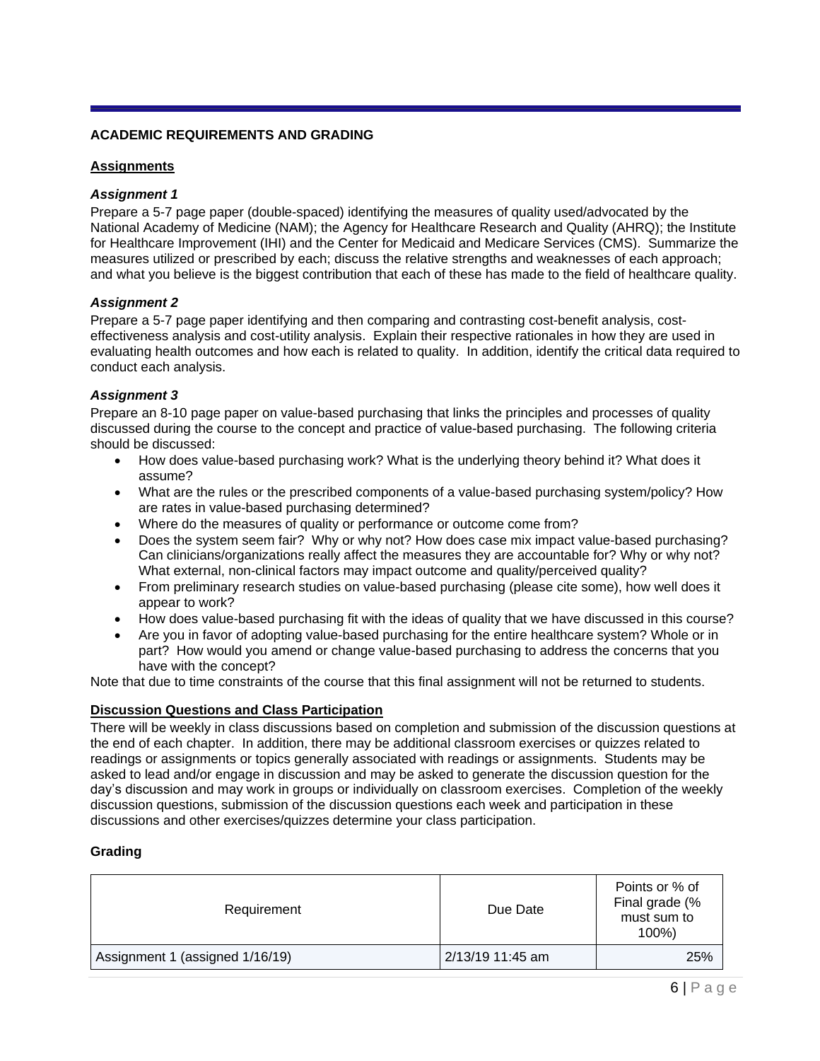## ACADEMIC REQUIREMENTS AND GRADING

### Assignments

***Assignment 1***

Prepare a 5-7 page paper (double-spaced) identifying the measures of quality used/advocated by the National Academy of Medicine (NAM); the Agency for Healthcare Research and Quality (AHRQ); the Institute for Healthcare Improvement (IHI) and the Center for Medicaid and Medicare Services (CMS). Summarize the measures utilized or prescribed by each; discuss the relative strengths and weaknesses of each approach; and what you believe is the biggest contribution that each of these has made to the field of healthcare quality.

***Assignment 2***

Prepare a 5-7 page paper identifying and then comparing and contrasting cost-benefit analysis, cost-effectiveness analysis and cost-utility analysis. Explain their respective rationales in how they are used in evaluating health outcomes and how each is related to quality. In addition, identify the critical data required to conduct each analysis.

***Assignment 3***

Prepare an 8-10 page paper on value-based purchasing that links the principles and processes of quality discussed during the course to the concept and practice of value-based purchasing. The following criteria should be discussed:

- How does value-based purchasing work? What is the underlying theory behind it? What does it assume?
- What are the rules or the prescribed components of a value-based purchasing system/policy? How are rates in value-based purchasing determined?
- Where do the measures of quality or performance or outcome come from?
- Does the system seem fair? Why or why not? How does case mix impact value-based purchasing? Can clinicians/organizations really affect the measures they are accountable for? Why or why not? What external, non-clinical factors may impact outcome and quality/perceived quality?
- From preliminary research studies on value-based purchasing (please cite some), how well does it appear to work?
- How does value-based purchasing fit with the ideas of quality that we have discussed in this course?
- Are you in favor of adopting value-based purchasing for the entire healthcare system? Whole or in part? How would you amend or change value-based purchasing to address the concerns that you have with the concept?

Note that due to time constraints of the course that this final assignment will not be returned to students.

### Discussion Questions and Class Participation

There will be weekly in class discussions based on completion and submission of the discussion questions at the end of each chapter. In addition, there may be additional classroom exercises or quizzes related to readings or assignments or topics generally associated with readings or assignments. Students may be asked to lead and/or engage in discussion and may be asked to generate the discussion question for the day's discussion and may work in groups or individually on classroom exercises. Completion of the weekly discussion questions, submission of the discussion questions each week and participation in these discussions and other exercises/quizzes determine your class participation.

### Grading

| Requirement | Due Date | Points or % of Final grade (% must sum to 100%) |
|---|---|---|
| Assignment 1 (assigned 1/16/19) | 2/13/19 11:45 am | 25% |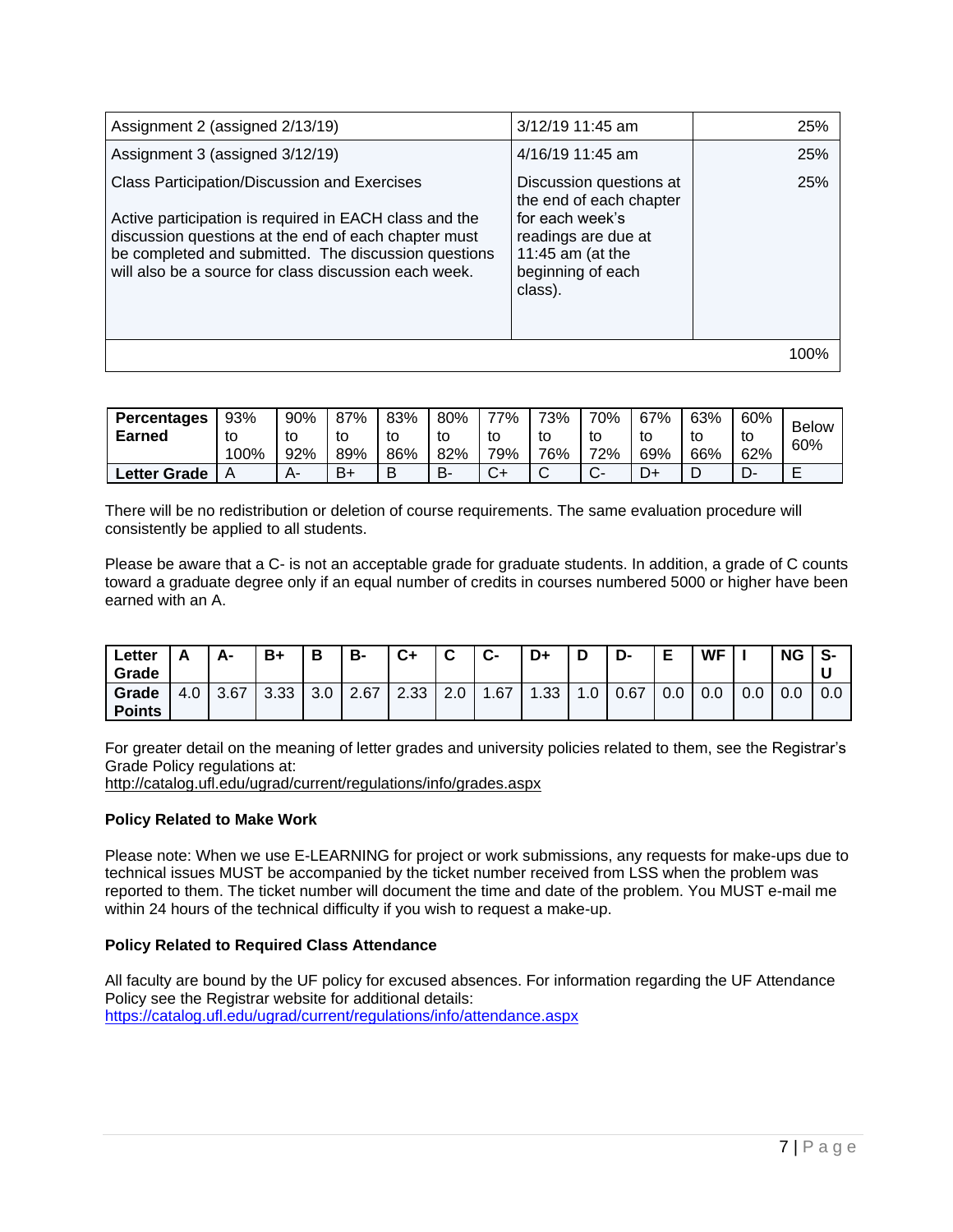| | | |
|---|---|---|
| Assignment 2 (assigned 2/13/19) | 3/12/19 11:45 am | 25% |
| Assignment 3 (assigned 3/12/19) | 4/16/19 11:45 am | 25% |
| Class Participation/Discussion and Exercises<br><br>Active participation is required in EACH class and the discussion questions at the end of each chapter must be completed and submitted. The discussion questions will also be a source for class discussion each week. | Discussion questions at the end of each chapter for each week's readings are due at 11:45 am (at the beginning of each class). | 25% |
| | | 100% |

| **Percentages Earned** | 93% to 100% | 90% to 92% | 87% to 89% | 83% to 86% | 80% to 82% | 77% to 79% | 73% to 76% | 70% to 72% | 67% to 69% | 63% to 66% | 60% to 62% | Below 60% |
|---|---|---|---|---|---|---|---|---|---|---|---|---|
| **Letter Grade** | A | A- | B+ | B | B- | C+ | C | C- | D+ | D | D- | E |

There will be no redistribution or deletion of course requirements. The same evaluation procedure will consistently be applied to all students.

Please be aware that a C- is not an acceptable grade for graduate students. In addition, a grade of C counts toward a graduate degree only if an equal number of credits in courses numbered 5000 or higher have been earned with an A.

| **Letter Grade** | **A** | **A-** | **B+** | **B** | **B-** | **C+** | **C** | **C-** | **D+** | **D** | **D-** | **E** | **WF** | **I** | **NG** | **S-U** |
|---|---|---|---|---|---|---|---|---|---|---|---|---|---|---|---|---|
| **Grade Points** | 4.0 | 3.67 | 3.33 | 3.0 | 2.67 | 2.33 | 2.0 | 1.67 | 1.33 | 1.0 | 0.67 | 0.0 | 0.0 | 0.0 | 0.0 | 0.0 |

For greater detail on the meaning of letter grades and university policies related to them, see the Registrar's Grade Policy regulations at:
http://catalog.ufl.edu/ugrad/current/regulations/info/grades.aspx

**Policy Related to Make Work**

Please note: When we use E-LEARNING for project or work submissions, any requests for make-ups due to technical issues MUST be accompanied by the ticket number received from LSS when the problem was reported to them. The ticket number will document the time and date of the problem. You MUST e-mail me within 24 hours of the technical difficulty if you wish to request a make-up.

**Policy Related to Required Class Attendance**

All faculty are bound by the UF policy for excused absences. For information regarding the UF Attendance Policy see the Registrar website for additional details:
https://catalog.ufl.edu/ugrad/current/regulations/info/attendance.aspx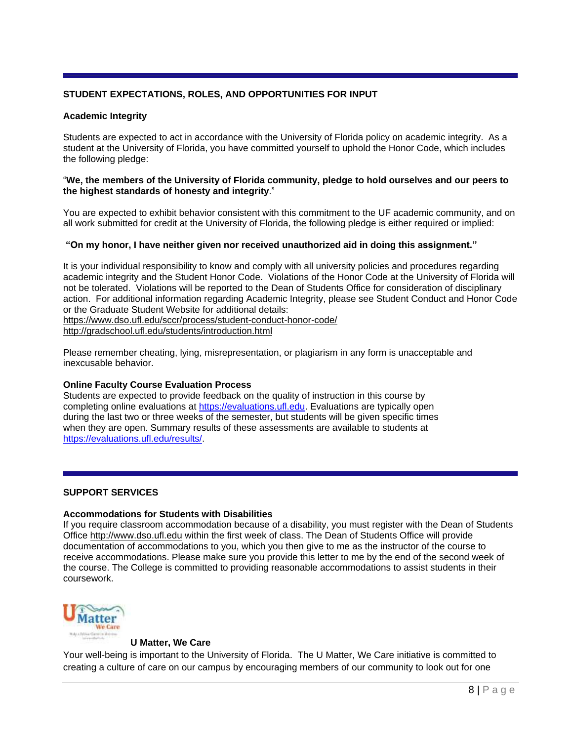## STUDENT EXPECTATIONS, ROLES, AND OPPORTUNITIES FOR INPUT

### Academic Integrity

Students are expected to act in accordance with the University of Florida policy on academic integrity. As a student at the University of Florida, you have committed yourself to uphold the Honor Code, which includes the following pledge:

"**We, the members of the University of Florida community, pledge to hold ourselves and our peers to the highest standards of honesty and integrity**."

You are expected to exhibit behavior consistent with this commitment to the UF academic community, and on all work submitted for credit at the University of Florida, the following pledge is either required or implied:

**"On my honor, I have neither given nor received unauthorized aid in doing this assignment."**

It is your individual responsibility to know and comply with all university policies and procedures regarding academic integrity and the Student Honor Code. Violations of the Honor Code at the University of Florida will not be tolerated. Violations will be reported to the Dean of Students Office for consideration of disciplinary action. For additional information regarding Academic Integrity, please see Student Conduct and Honor Code or the Graduate Student Website for additional details:
https://www.dso.ufl.edu/sccr/process/student-conduct-honor-code/
http://gradschool.ufl.edu/students/introduction.html

Please remember cheating, lying, misrepresentation, or plagiarism in any form is unacceptable and inexcusable behavior.

### Online Faculty Course Evaluation Process

Students are expected to provide feedback on the quality of instruction in this course by completing online evaluations at https://evaluations.ufl.edu. Evaluations are typically open during the last two or three weeks of the semester, but students will be given specific times when they are open. Summary results of these assessments are available to students at https://evaluations.ufl.edu/results/.

## SUPPORT SERVICES

### Accommodations for Students with Disabilities

If you require classroom accommodation because of a disability, you must register with the Dean of Students Office http://www.dso.ufl.edu within the first week of class. The Dean of Students Office will provide documentation of accommodations to you, which you then give to me as the instructor of the course to receive accommodations. Please make sure you provide this letter to me by the end of the second week of the course. The College is committed to providing reasonable accommodations to assist students in their coursework.

### U Matter, We Care

Your well-being is important to the University of Florida. The U Matter, We Care initiative is committed to creating a culture of care on our campus by encouraging members of our community to look out for one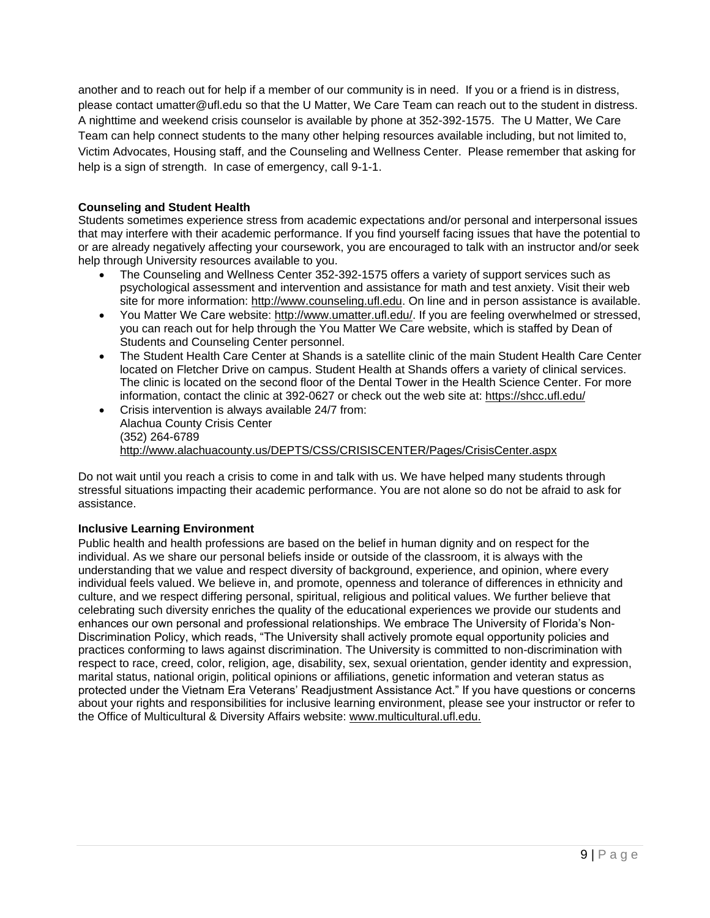another and to reach out for help if a member of our community is in need. If you or a friend is in distress, please contact umatter@ufl.edu so that the U Matter, We Care Team can reach out to the student in distress. A nighttime and weekend crisis counselor is available by phone at 352-392-1575. The U Matter, We Care Team can help connect students to the many other helping resources available including, but not limited to, Victim Advocates, Housing staff, and the Counseling and Wellness Center. Please remember that asking for help is a sign of strength. In case of emergency, call 9-1-1.

**Counseling and Student Health**

Students sometimes experience stress from academic expectations and/or personal and interpersonal issues that may interfere with their academic performance. If you find yourself facing issues that have the potential to or are already negatively affecting your coursework, you are encouraged to talk with an instructor and/or seek help through University resources available to you.

- The Counseling and Wellness Center 352-392-1575 offers a variety of support services such as psychological assessment and intervention and assistance for math and test anxiety. Visit their web site for more information: http://www.counseling.ufl.edu. On line and in person assistance is available.
- You Matter We Care website: http://www.umatter.ufl.edu/. If you are feeling overwhelmed or stressed, you can reach out for help through the You Matter We Care website, which is staffed by Dean of Students and Counseling Center personnel.
- The Student Health Care Center at Shands is a satellite clinic of the main Student Health Care Center located on Fletcher Drive on campus. Student Health at Shands offers a variety of clinical services. The clinic is located on the second floor of the Dental Tower in the Health Science Center. For more information, contact the clinic at 392-0627 or check out the web site at: https://shcc.ufl.edu/
- Crisis intervention is always available 24/7 from:
  Alachua County Crisis Center
  (352) 264-6789
  http://www.alachuacounty.us/DEPTS/CSS/CRISISCENTER/Pages/CrisisCenter.aspx

Do not wait until you reach a crisis to come in and talk with us. We have helped many students through stressful situations impacting their academic performance. You are not alone so do not be afraid to ask for assistance.

**Inclusive Learning Environment**

Public health and health professions are based on the belief in human dignity and on respect for the individual. As we share our personal beliefs inside or outside of the classroom, it is always with the understanding that we value and respect diversity of background, experience, and opinion, where every individual feels valued. We believe in, and promote, openness and tolerance of differences in ethnicity and culture, and we respect differing personal, spiritual, religious and political values. We further believe that celebrating such diversity enriches the quality of the educational experiences we provide our students and enhances our own personal and professional relationships. We embrace The University of Florida's Non-Discrimination Policy, which reads, "The University shall actively promote equal opportunity policies and practices conforming to laws against discrimination. The University is committed to non-discrimination with respect to race, creed, color, religion, age, disability, sex, sexual orientation, gender identity and expression, marital status, national origin, political opinions or affiliations, genetic information and veteran status as protected under the Vietnam Era Veterans' Readjustment Assistance Act." If you have questions or concerns about your rights and responsibilities for inclusive learning environment, please see your instructor or refer to the Office of Multicultural & Diversity Affairs website: www.multicultural.ufl.edu.